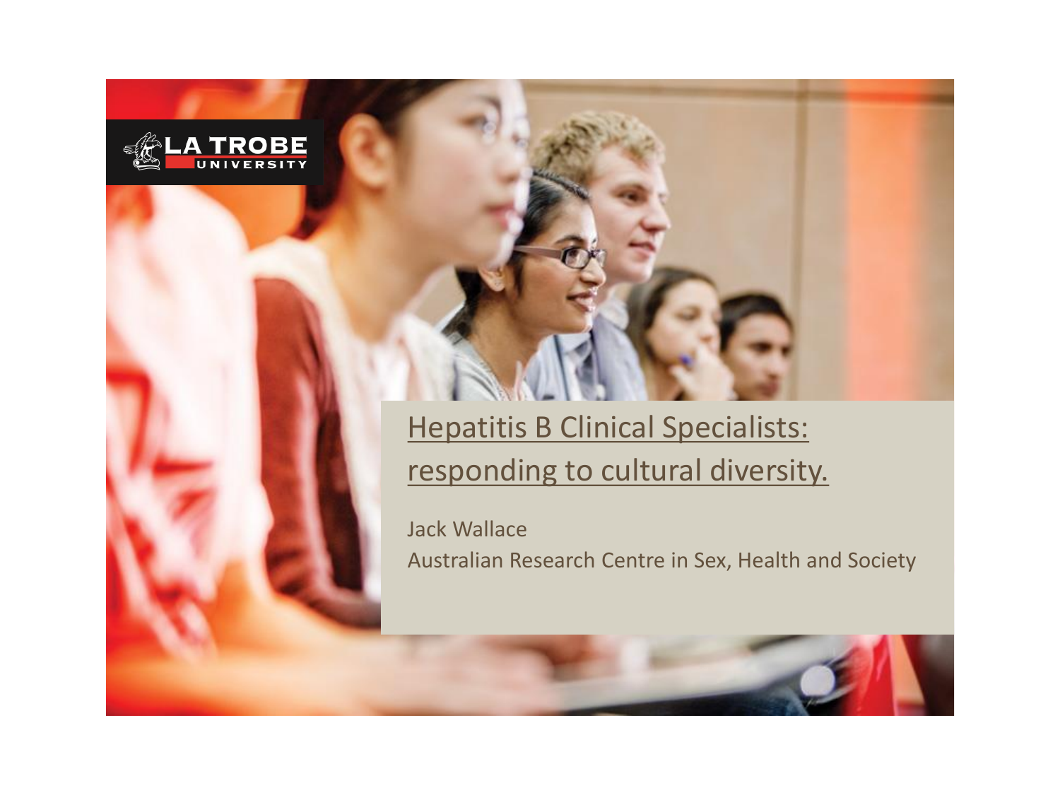# Hepatitis B Clinical Specialists: responding to cultural diversity.

Jack Wallace

Australian Research Centre in Sex, Health and Society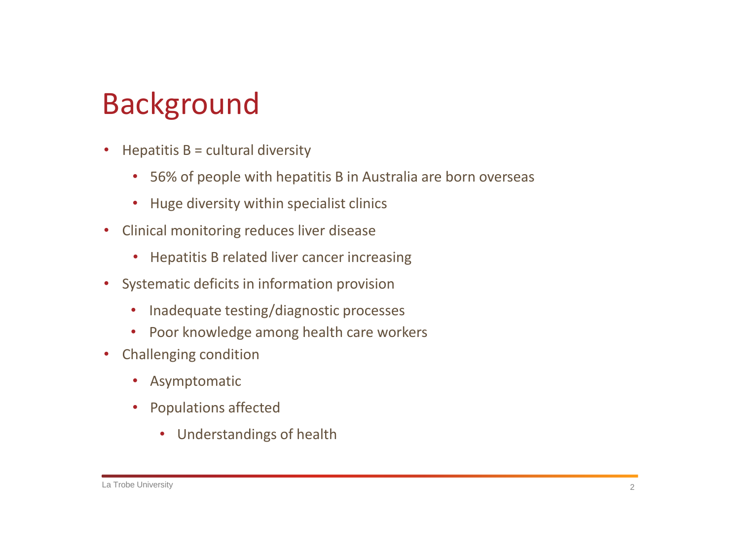# Background

- Hepatitis B = cultural diversity
  - 56% of people with hepatitis B in Australia are born overseas
  - Huge diversity within specialist clinics
- Clinical monitoring reduces liver disease
  - Hepatitis B related liver cancer increasing
- Systematic deficits in information provision
  - Inadequate testing/diagnostic processes
  - Poor knowledge among health care workers
- Challenging condition
  - Asymptomatic
  - Populations affected
    - Understandings of health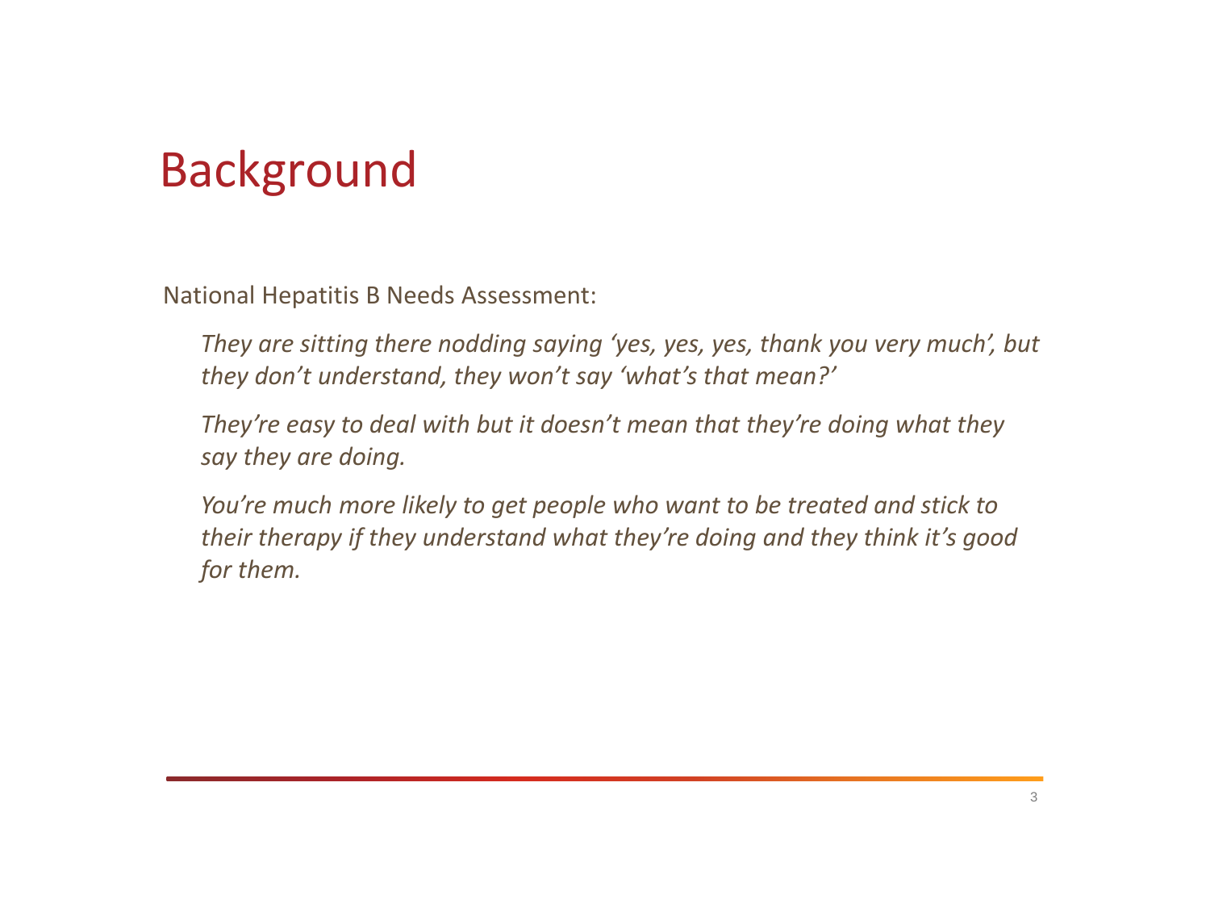# Background

National Hepatitis B Needs Assessment:

*They are sitting there nodding saying 'yes, yes, yes, thank you very much', but they don't understand, they won't say 'what's that mean?'*

*They're easy to deal with but it doesn't mean that they're doing what they say they are doing.*

*You're much more likely to get people who want to be treated and stick to their therapy if they understand what they're doing and they think it's good for them.*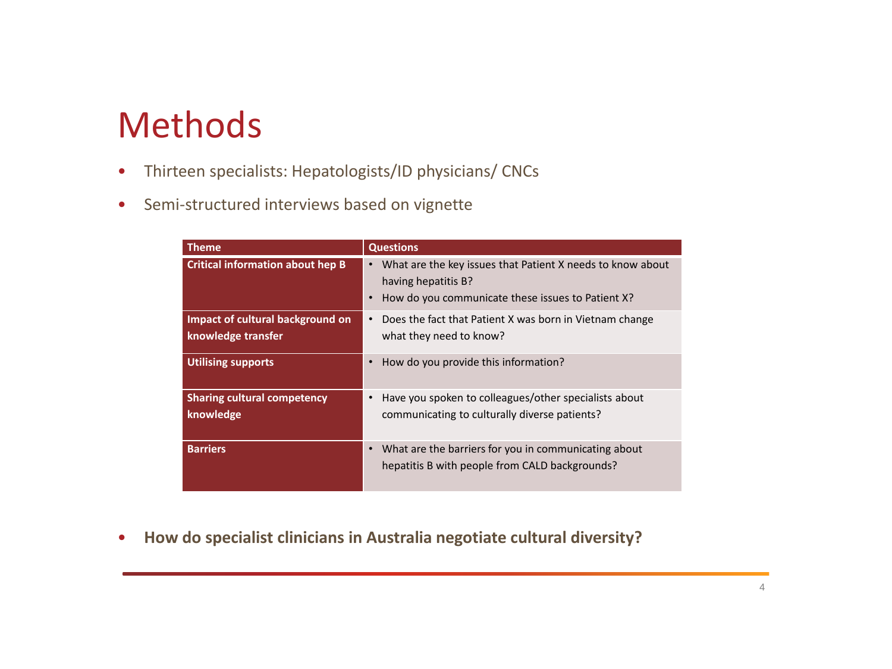# Methods

- Thirteen specialists: Hepatologists/ID physicians/ CNCs
- Semi-structured interviews based on vignette

| Theme | Questions |
|---|---|
| **Critical information about hep B** | • What are the key issues that Patient X needs to know about having hepatitis B?<br>• How do you communicate these issues to Patient X? |
| **Impact of cultural background on knowledge transfer** | • Does the fact that Patient X was born in Vietnam change what they need to know? |
| **Utilising supports** | • How do you provide this information? |
| **Sharing cultural competency knowledge** | • Have you spoken to colleagues/other specialists about communicating to culturally diverse patients? |
| **Barriers** | • What are the barriers for you in communicating about hepatitis B with people from CALD backgrounds? |

- **How do specialist clinicians in Australia negotiate cultural diversity?**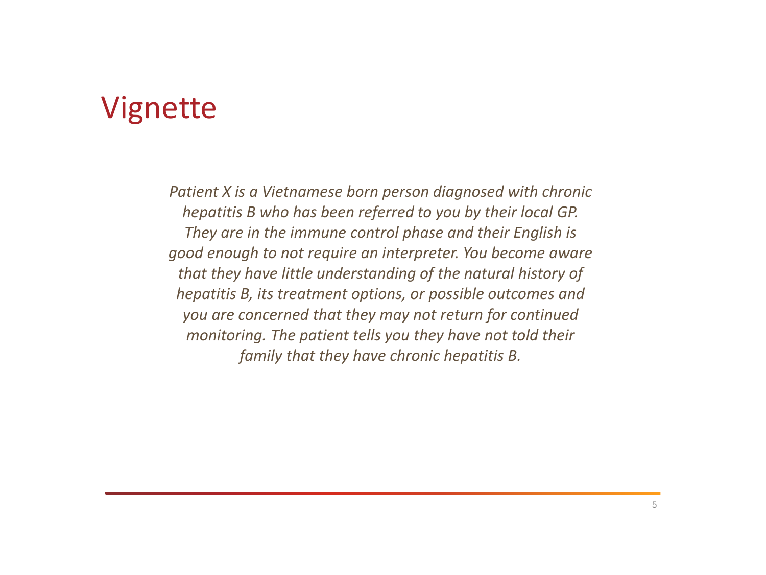# Vignette

*Patient X is a Vietnamese born person diagnosed with chronic hepatitis B who has been referred to you by their local GP. They are in the immune control phase and their English is good enough to not require an interpreter. You become aware that they have little understanding of the natural history of hepatitis B, its treatment options, or possible outcomes and you are concerned that they may not return for continued monitoring. The patient tells you they have not told their family that they have chronic hepatitis B.*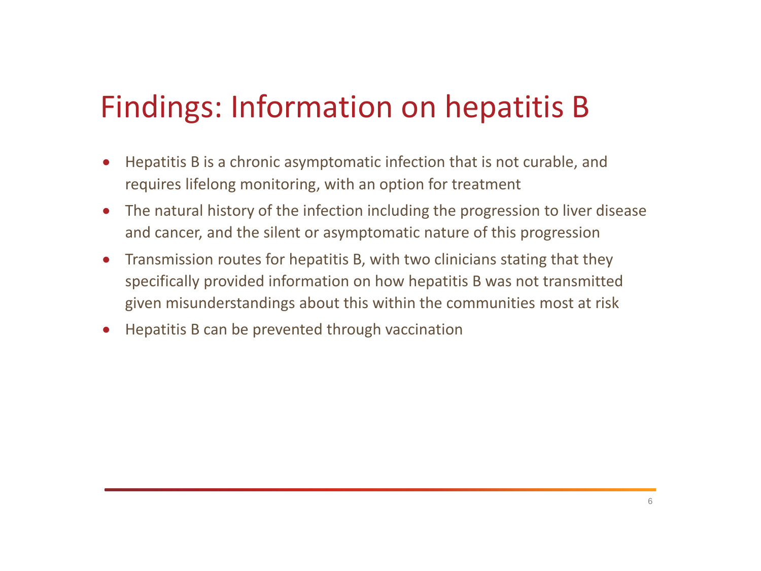# Findings: Information on hepatitis B

- Hepatitis B is a chronic asymptomatic infection that is not curable, and requires lifelong monitoring, with an option for treatment
- The natural history of the infection including the progression to liver disease and cancer, and the silent or asymptomatic nature of this progression
- Transmission routes for hepatitis B, with two clinicians stating that they specifically provided information on how hepatitis B was not transmitted given misunderstandings about this within the communities most at risk
- Hepatitis B can be prevented through vaccination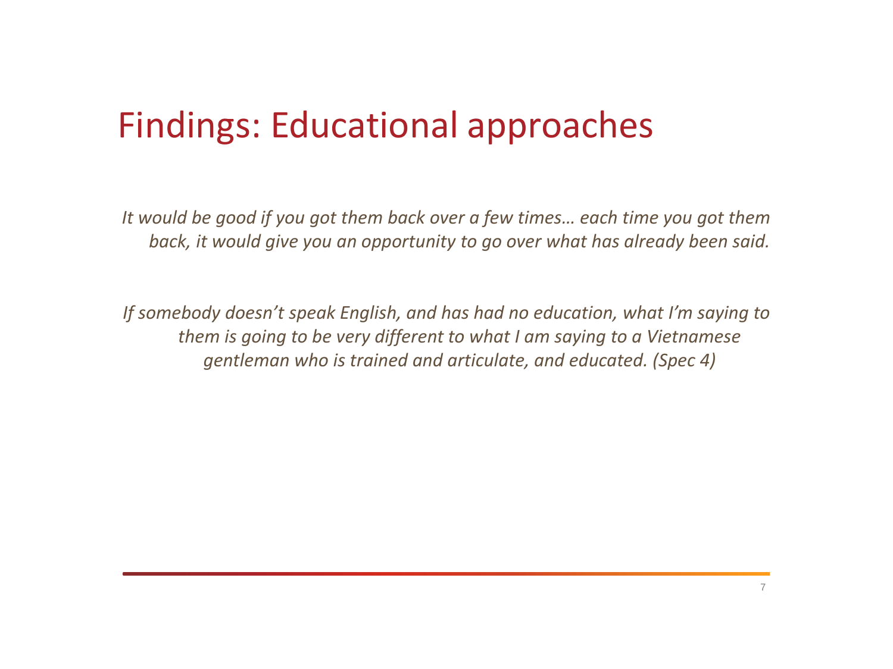# Findings: Educational approaches

*It would be good if you got them back over a few times… each time you got them back, it would give you an opportunity to go over what has already been said.*

*If somebody doesn't speak English, and has had no education, what I'm saying to them is going to be very different to what I am saying to a Vietnamese gentleman who is trained and articulate, and educated. (Spec 4)*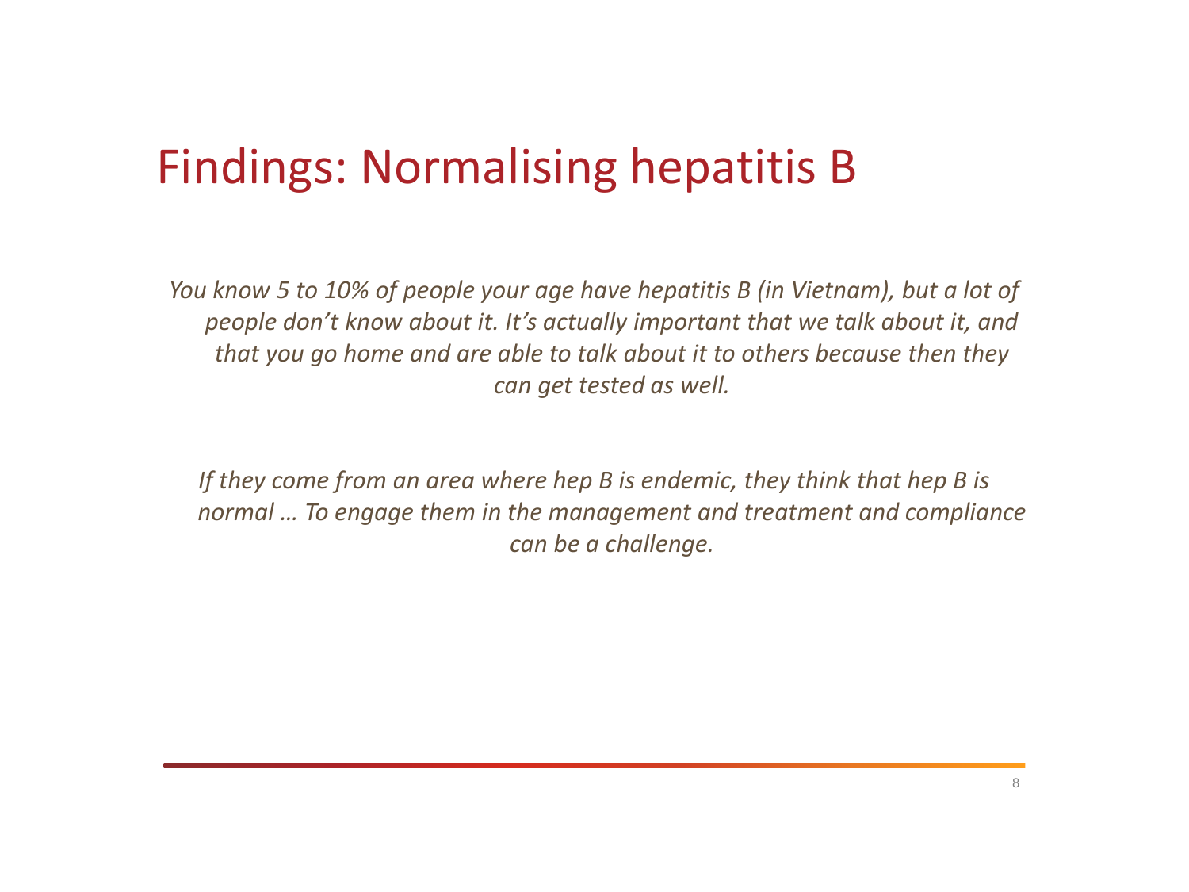# Findings: Normalising hepatitis B

*You know 5 to 10% of people your age have hepatitis B (in Vietnam), but a lot of people don't know about it. It's actually important that we talk about it, and that you go home and are able to talk about it to others because then they can get tested as well.*

*If they come from an area where hep B is endemic, they think that hep B is normal … To engage them in the management and treatment and compliance can be a challenge.*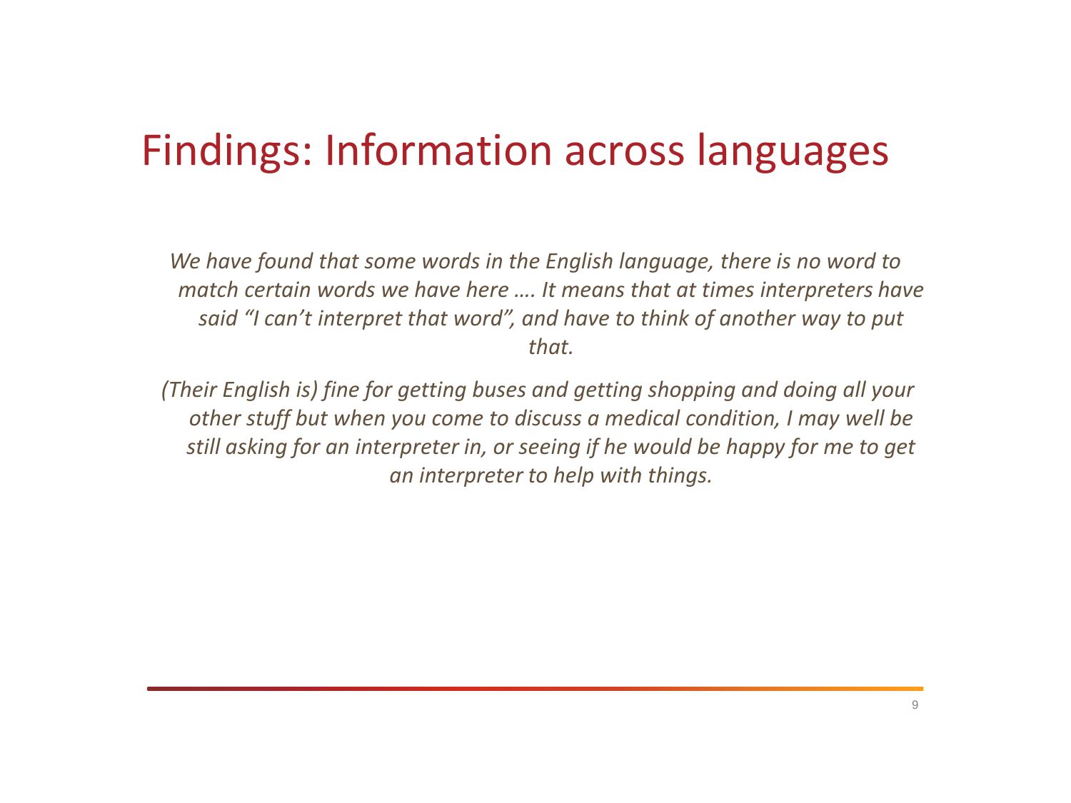# Findings: Information across languages

*We have found that some words in the English language, there is no word to match certain words we have here …. It means that at times interpreters have said "I can't interpret that word", and have to think of another way to put that.*

*(Their English is) fine for getting buses and getting shopping and doing all your other stuff but when you come to discuss a medical condition, I may well be still asking for an interpreter in, or seeing if he would be happy for me to get an interpreter to help with things.*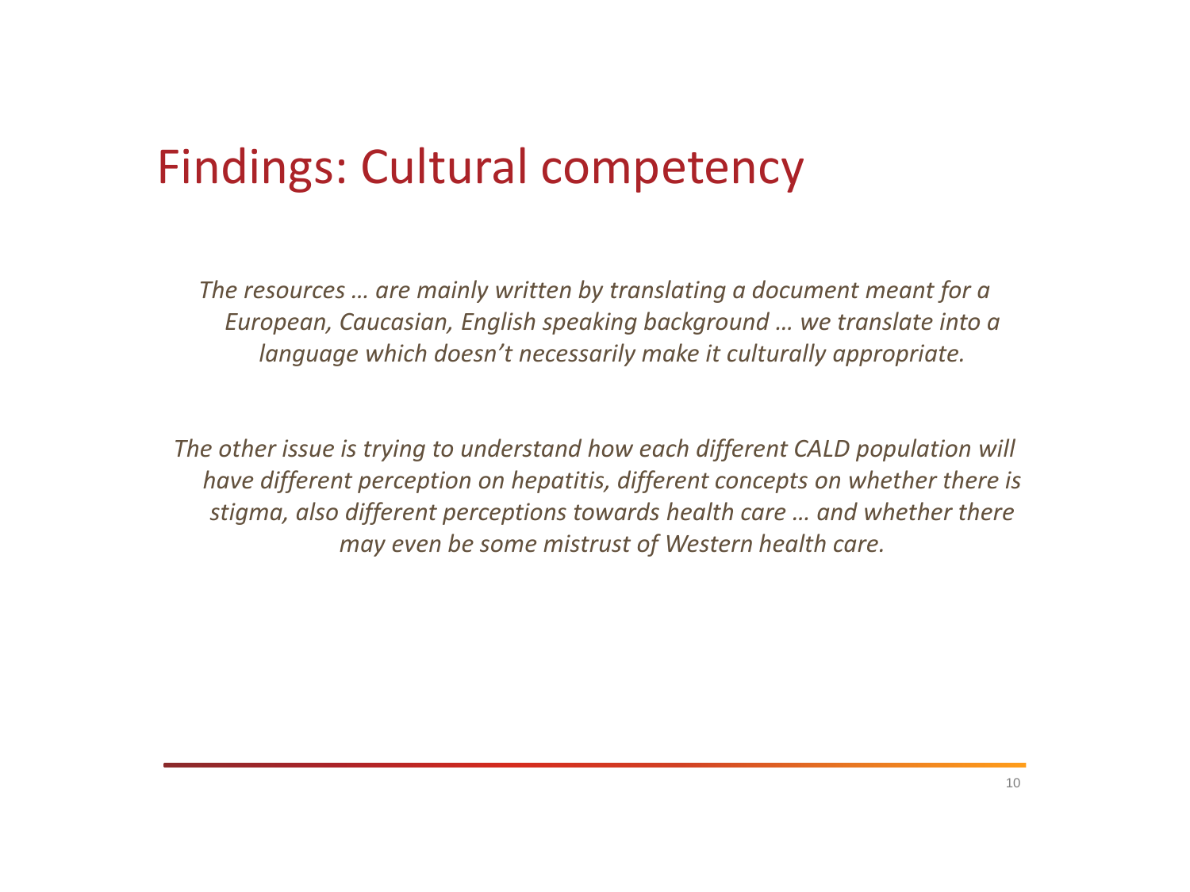# Findings: Cultural competency

*The resources … are mainly written by translating a document meant for a European, Caucasian, English speaking background … we translate into a language which doesn't necessarily make it culturally appropriate.*

*The other issue is trying to understand how each different CALD population will have different perception on hepatitis, different concepts on whether there is stigma, also different perceptions towards health care … and whether there may even be some mistrust of Western health care.*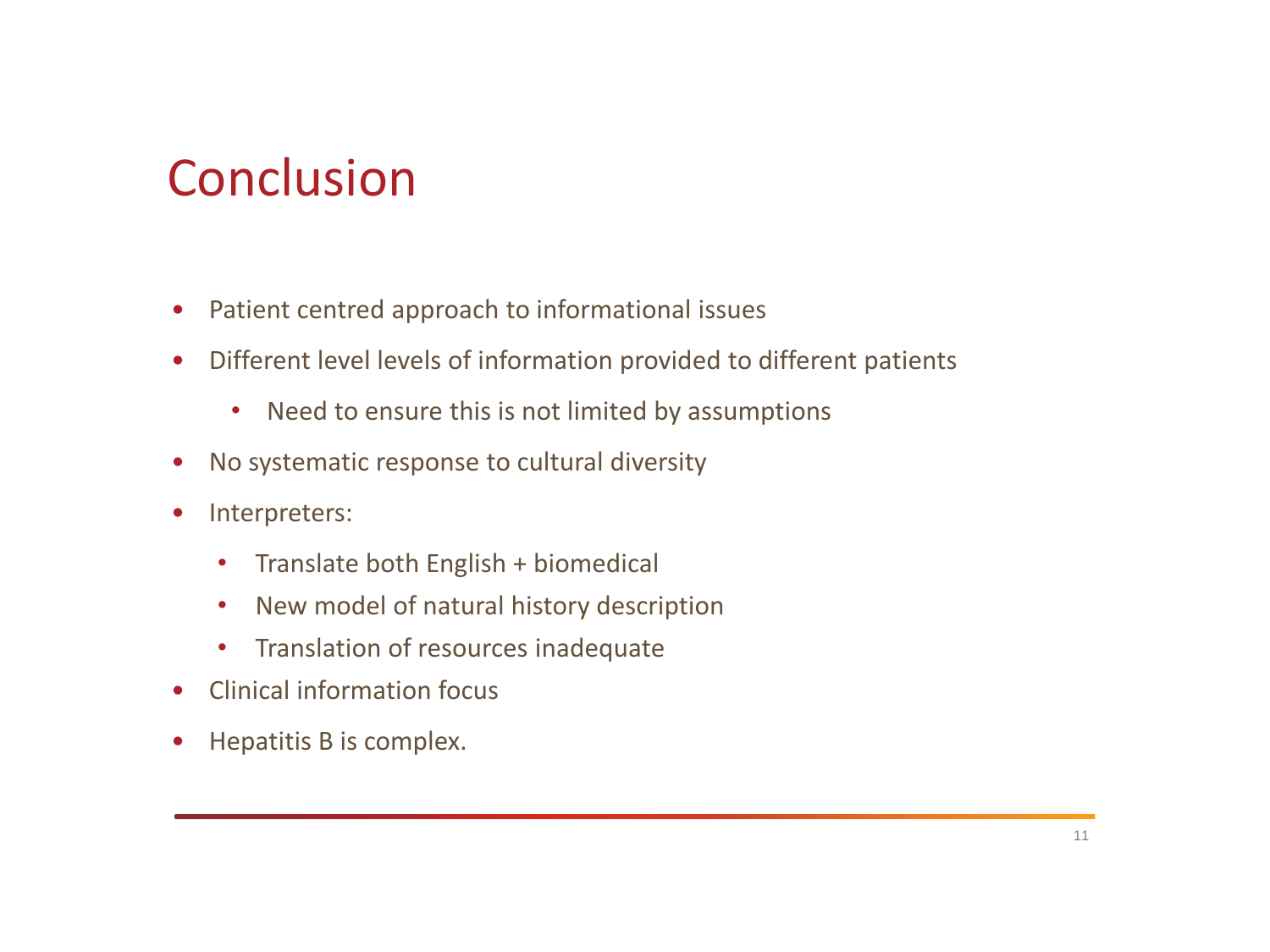# Conclusion

- Patient centred approach to informational issues
- Different level levels of information provided to different patients
  - Need to ensure this is not limited by assumptions
- No systematic response to cultural diversity
- Interpreters:
  - Translate both English + biomedical
  - New model of natural history description
  - Translation of resources inadequate
- Clinical information focus
- Hepatitis B is complex.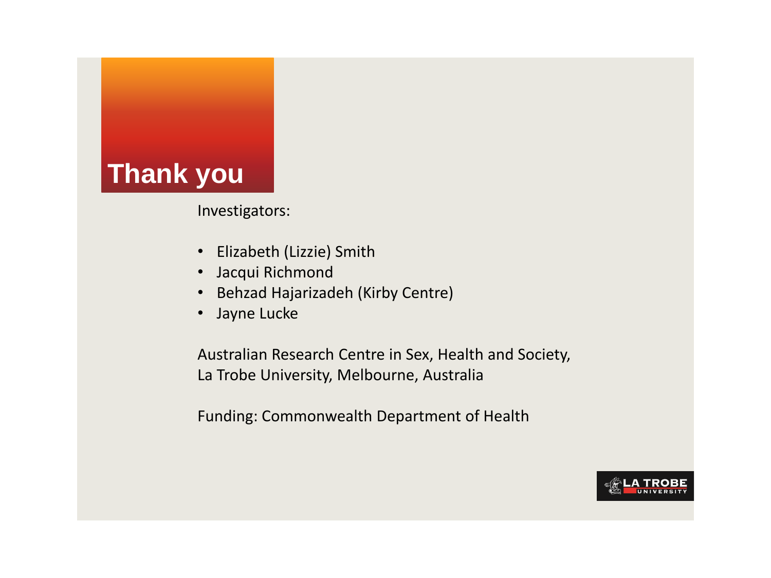# Thank you

Investigators:

- Elizabeth (Lizzie) Smith
- Jacqui Richmond
- Behzad Hajarizadeh (Kirby Centre)
- Jayne Lucke

Australian Research Centre in Sex, Health and Society,
La Trobe University, Melbourne, Australia

Funding: Commonwealth Department of Health